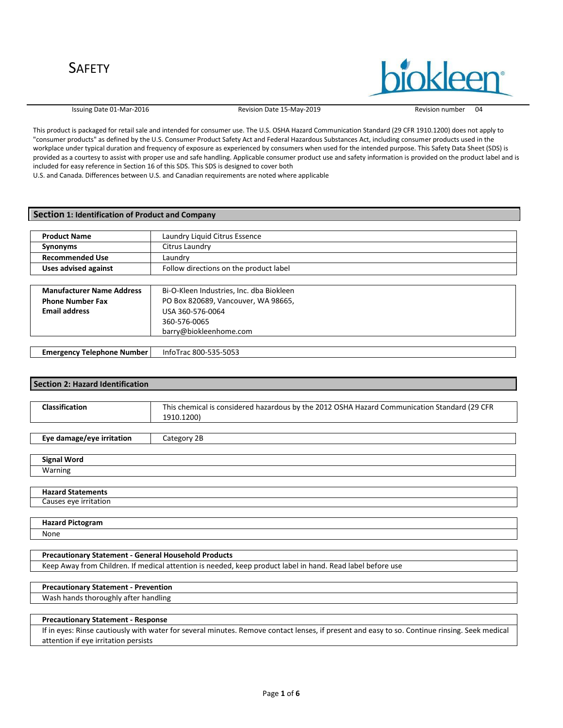# SAFETY

biokleen

Issuing Date 01-Mar-2016 | Revision Date 15-May-2019 | Revision number 04

This product is packaged for retail sale and intended for consumer use. The U.S. OSHA Hazard Communication Standard (29 CFR 1910.1200) does not apply to "consumer products" as defined by the U.S. Consumer Product Safety Act and Federal Hazardous Substances Act, including consumer products used in the workplace under typical duration and frequency of exposure as experienced by consumers when used for the intended purpose. This Safety Data Sheet (SDS) is provided as a courtesy to assist with proper use and safe handling. Applicable consumer product use and safety information is provided on the product label and is included for easy reference in Section 16 of this SDS. This SDS is designed to cover both
U.S. and Canada. Differences between U.S. and Canadian requirements are noted where applicable

## Section 1: Identification of Product and Company

| | |
|---|---|
| **Product Name** | Laundry Liquid Citrus Essence |
| **Synonyms** | Citrus Laundry |
| **Recommended Use** | Laundry |
| **Uses advised against** | Follow directions on the product label |

| | |
|---|---|
| **Manufacturer Name Address**<br>**Phone Number Fax**<br>**Email address** | Bi-O-Kleen Industries, Inc. dba Biokleen<br>PO Box 820689, Vancouver, WA 98665,<br>USA 360-576-0064<br>360-576-0065<br>barry@biokleenhome.com |

| | |
|---|---|
| **Emergency Telephone Number** | InfoTrac 800-535-5053 |

## Section 2: Hazard Identification

| | |
|---|---|
| **Classification** | This chemical is considered hazardous by the 2012 OSHA Hazard Communication Standard (29 CFR 1910.1200) |

| | |
|---|---|
| **Eye damage/eye irritation** | Category 2B |

**Signal Word**

Warning

**Hazard Statements**

Causes eye irritation

**Hazard Pictogram**

None

**Precautionary Statement - General Household Products**

Keep Away from Children. If medical attention is needed, keep product label in hand. Read label before use

**Precautionary Statement - Prevention**

Wash hands thoroughly after handling

**Precautionary Statement - Response**

If in eyes: Rinse cautiously with water for several minutes. Remove contact lenses, if present and easy to so. Continue rinsing. Seek medical attention if eye irritation persists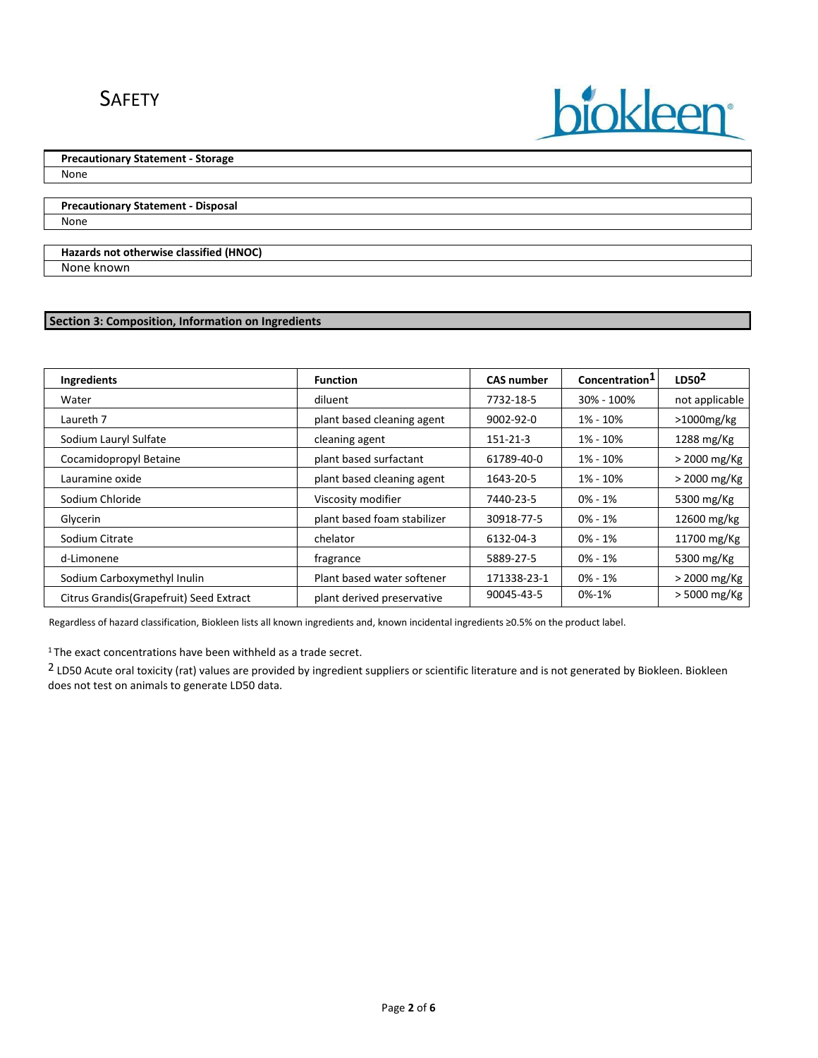**Precautionary Statement - Storage**

None

**Precautionary Statement - Disposal**

None

**Hazards not otherwise classified (HNOC)**

None known

## Section 3: Composition, Information on Ingredients

| Ingredients | Function | CAS number | Concentration[1] | LD50[2] |
|---|---|---|---|---|
| Water | diluent | 7732-18-5 | 30% - 100% | not applicable |
| Laureth 7 | plant based cleaning agent | 9002-92-0 | 1% - 10% | >1000mg/kg |
| Sodium Lauryl Sulfate | cleaning agent | 151-21-3 | 1% - 10% | 1288 mg/Kg |
| Cocamidopropyl Betaine | plant based surfactant | 61789-40-0 | 1% - 10% | > 2000 mg/Kg |
| Lauramine oxide | plant based cleaning agent | 1643-20-5 | 1% - 10% | > 2000 mg/Kg |
| Sodium Chloride | Viscosity modifier | 7440-23-5 | 0% - 1% | 5300 mg/Kg |
| Glycerin | plant based foam stabilizer | 30918-77-5 | 0% - 1% | 12600 mg/kg |
| Sodium Citrate | chelator | 6132-04-3 | 0% - 1% | 11700 mg/Kg |
| d-Limonene | fragrance | 5889-27-5 | 0% - 1% | 5300 mg/Kg |
| Sodium Carboxymethyl Inulin | Plant based water softener | 171338-23-1 | 0% - 1% | > 2000 mg/Kg |
| Citrus Grandis(Grapefruit) Seed Extract | plant derived preservative | 90045-43-5 | 0%-1% | > 5000 mg/Kg |

Regardless of hazard classification, Biokleen lists all known ingredients and, known incidental ingredients ≥0.5% on the product label.

[1] The exact concentrations have been withheld as a trade secret.

[2] LD50 Acute oral toxicity (rat) values are provided by ingredient suppliers or scientific literature and is not generated by Biokleen. Biokleen does not test on animals to generate LD50 data.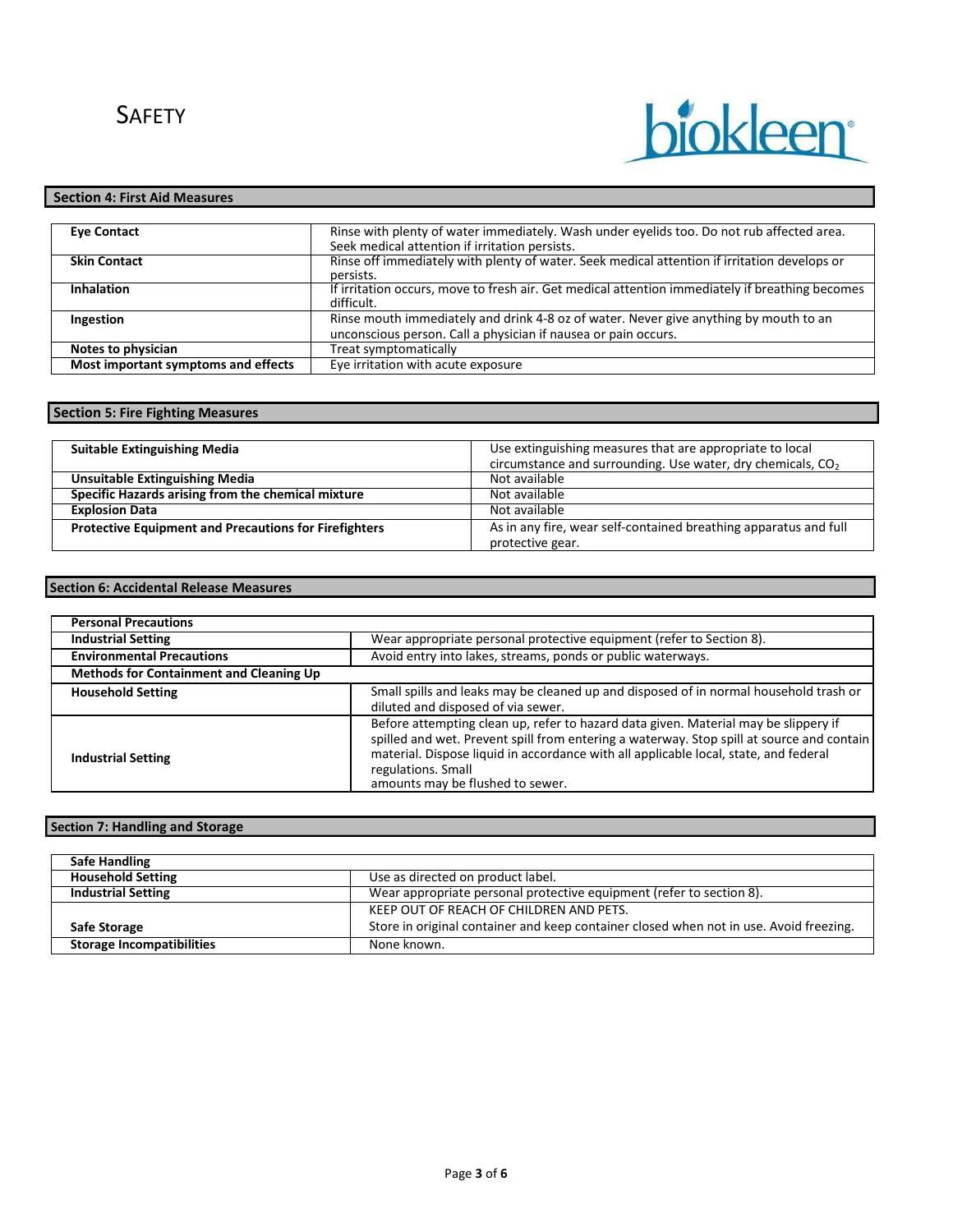## Section 4: First Aid Measures

| | |
|---|---|
| **Eye Contact** | Rinse with plenty of water immediately. Wash under eyelids too. Do not rub affected area. Seek medical attention if irritation persists. |
| **Skin Contact** | Rinse off immediately with plenty of water. Seek medical attention if irritation develops or persists. |
| **Inhalation** | If irritation occurs, move to fresh air. Get medical attention immediately if breathing becomes difficult. |
| **Ingestion** | Rinse mouth immediately and drink 4-8 oz of water. Never give anything by mouth to an unconscious person. Call a physician if nausea or pain occurs. |
| **Notes to physician** | Treat symptomatically |
| **Most important symptoms and effects** | Eye irritation with acute exposure |

## Section 5: Fire Fighting Measures

| | |
|---|---|
| **Suitable Extinguishing Media** | Use extinguishing measures that are appropriate to local circumstance and surrounding. Use water, dry chemicals, $CO_2$ |
| **Unsuitable Extinguishing Media** | Not available |
| **Specific Hazards arising from the chemical mixture** | Not available |
| **Explosion Data** | Not available |
| **Protective Equipment and Precautions for Firefighters** | As in any fire, wear self-contained breathing apparatus and full protective gear. |

## Section 6: Accidental Release Measures

| | |
|---|---|
| **Personal Precautions** | |
| **Industrial Setting** | Wear appropriate personal protective equipment (refer to Section 8). |
| **Environmental Precautions** | Avoid entry into lakes, streams, ponds or public waterways. |
| **Methods for Containment and Cleaning Up** | |
| **Household Setting** | Small spills and leaks may be cleaned up and disposed of in normal household trash or diluted and disposed of via sewer. |
| **Industrial Setting** | Before attempting clean up, refer to hazard data given. Material may be slippery if spilled and wet. Prevent spill from entering a waterway. Stop spill at source and contain material. Dispose liquid in accordance with all applicable local, state, and federal regulations. Small amounts may be flushed to sewer. |

## Section 7: Handling and Storage

| | |
|---|---|
| **Safe Handling** | |
| **Household Setting** | Use as directed on product label. |
| **Industrial Setting** | Wear appropriate personal protective equipment (refer to section 8). |
| **Safe Storage** | KEEP OUT OF REACH OF CHILDREN AND PETS. Store in original container and keep container closed when not in use. Avoid freezing. |
| **Storage Incompatibilities** | None known. |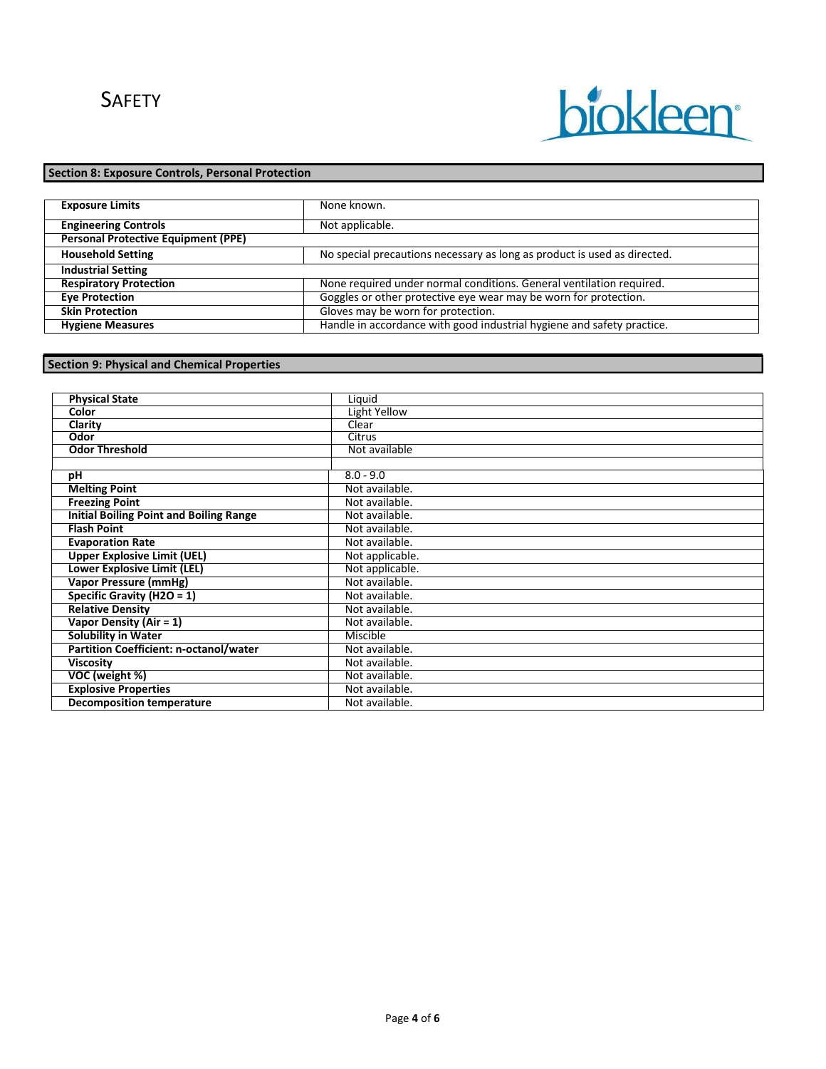## Section 8: Exposure Controls, Personal Protection

| | |
|---|---|
| **Exposure Limits** | None known. |
| **Engineering Controls** | Not applicable. |
| **Personal Protective Equipment (PPE)** | |
| **Household Setting** | No special precautions necessary as long as product is used as directed. |
| **Industrial Setting** | |
| **Respiratory Protection** | None required under normal conditions. General ventilation required. |
| **Eye Protection** | Goggles or other protective eye wear may be worn for protection. |
| **Skin Protection** | Gloves may be worn for protection. |
| **Hygiene Measures** | Handle in accordance with good industrial hygiene and safety practice. |

## Section 9: Physical and Chemical Properties

| | |
|---|---|
| **Physical State** | Liquid |
| **Color** | Light Yellow |
| **Clarity** | Clear |
| **Odor** | Citrus |
| **Odor Threshold** | Not available |
| | |
| **pH** | 8.0 - 9.0 |
| **Melting Point** | Not available. |
| **Freezing Point** | Not available. |
| **Initial Boiling Point and Boiling Range** | Not available. |
| **Flash Point** | Not available. |
| **Evaporation Rate** | Not available. |
| **Upper Explosive Limit (UEL)** | Not applicable. |
| **Lower Explosive Limit (LEL)** | Not applicable. |
| **Vapor Pressure (mmHg)** | Not available. |
| **Specific Gravity ($H_2O$ = 1)** | Not available. |
| **Relative Density** | Not available. |
| **Vapor Density (Air = 1)** | Not available. |
| **Solubility in Water** | Miscible |
| **Partition Coefficient: n-octanol/water** | Not available. |
| **Viscosity** | Not available. |
| **VOC (weight %)** | Not available. |
| **Explosive Properties** | Not available. |
| **Decomposition temperature** | Not available. |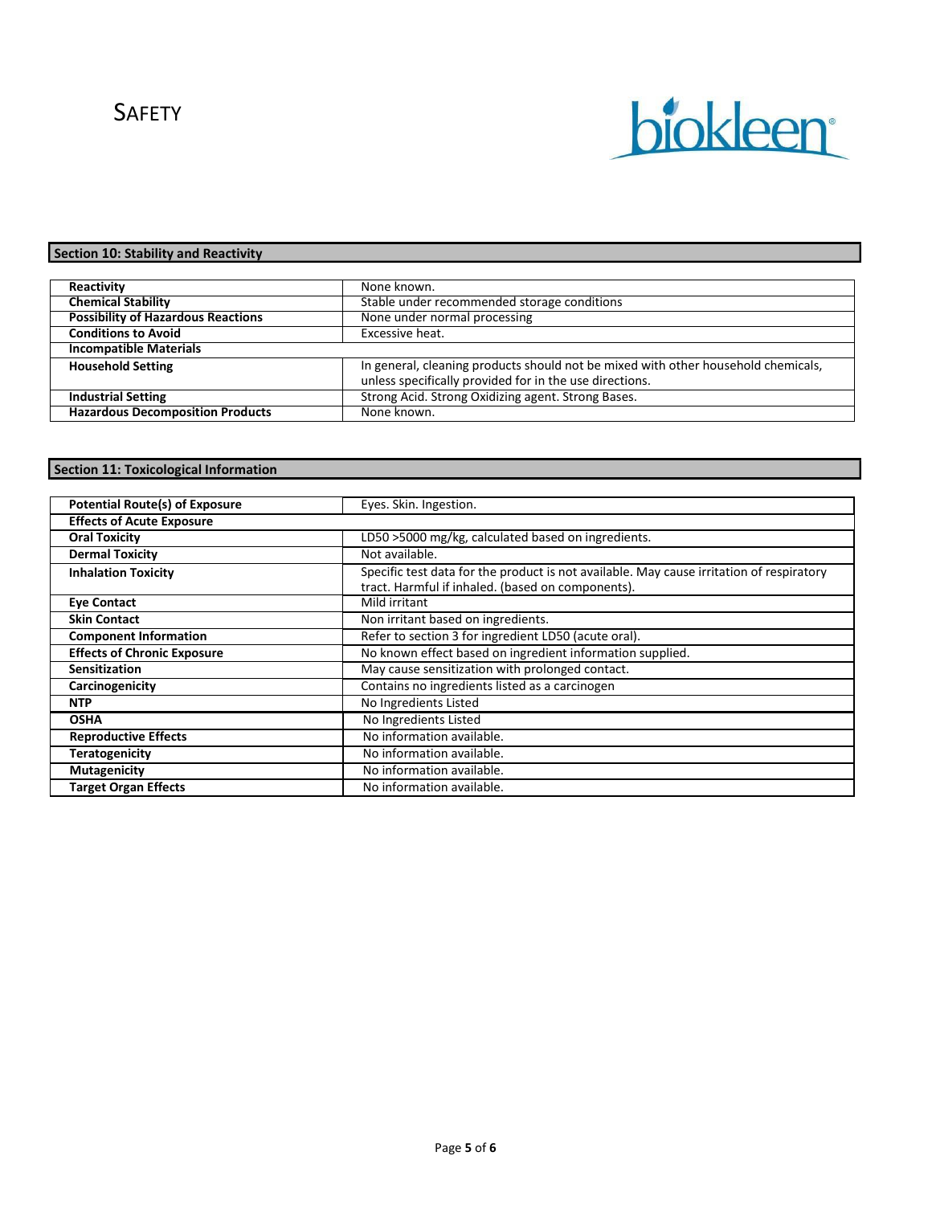SAFETY

biokleen®

## Section 10: Stability and Reactivity

| | |
|---|---|
| **Reactivity** | None known. |
| **Chemical Stability** | Stable under recommended storage conditions |
| **Possibility of Hazardous Reactions** | None under normal processing |
| **Conditions to Avoid** | Excessive heat. |
| **Incompatible Materials** | |
| **Household Setting** | In general, cleaning products should not be mixed with other household chemicals, unless specifically provided for in the use directions. |
| **Industrial Setting** | Strong Acid. Strong Oxidizing agent. Strong Bases. |
| **Hazardous Decomposition Products** | None known. |

## Section 11: Toxicological Information

| | |
|---|---|
| **Potential Route(s) of Exposure** | Eyes. Skin. Ingestion. |
| **Effects of Acute Exposure** | |
| **Oral Toxicity** | LD50 >5000 mg/kg, calculated based on ingredients. |
| **Dermal Toxicity** | Not available. |
| **Inhalation Toxicity** | Specific test data for the product is not available. May cause irritation of respiratory tract. Harmful if inhaled. (based on components). |
| **Eye Contact** | Mild irritant |
| **Skin Contact** | Non irritant based on ingredients. |
| **Component Information** | Refer to section 3 for ingredient LD50 (acute oral). |
| **Effects of Chronic Exposure** | No known effect based on ingredient information supplied. |
| **Sensitization** | May cause sensitization with prolonged contact. |
| **Carcinogenicity** | Contains no ingredients listed as a carcinogen |
| **NTP** | No Ingredients Listed |
| **OSHA** | No Ingredients Listed |
| **Reproductive Effects** | No information available. |
| **Teratogenicity** | No information available. |
| **Mutagenicity** | No information available. |
| **Target Organ Effects** | No information available. |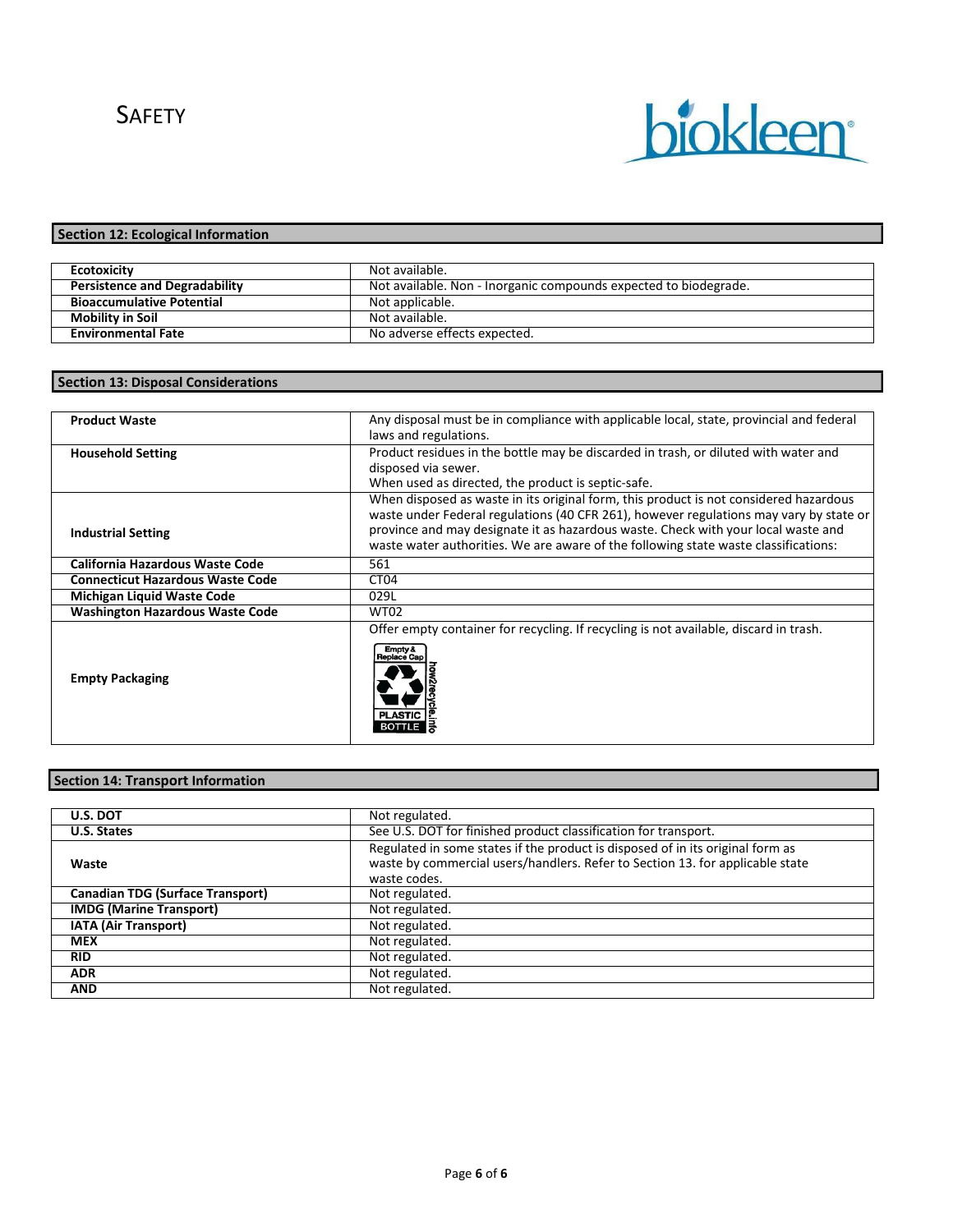## Section 12: Ecological Information

| | |
|---|---|
| **Ecotoxicity** | Not available. |
| **Persistence and Degradability** | Not available. Non - Inorganic compounds expected to biodegrade. |
| **Bioaccumulative Potential** | Not applicable. |
| **Mobility in Soil** | Not available. |
| **Environmental Fate** | No adverse effects expected. |

## Section 13: Disposal Considerations

| | |
|---|---|
| **Product Waste** | Any disposal must be in compliance with applicable local, state, provincial and federal laws and regulations. |
| **Household Setting** | Product residues in the bottle may be discarded in trash, or diluted with water and disposed via sewer. When used as directed, the product is septic-safe. |
| **Industrial Setting** | When disposed as waste in its original form, this product is not considered hazardous waste under Federal regulations (40 CFR 261), however regulations may vary by state or province and may designate it as hazardous waste. Check with your local waste and waste water authorities. We are aware of the following state waste classifications: |
| **California Hazardous Waste Code** | 561 |
| **Connecticut Hazardous Waste Code** | CT04 |
| **Michigan Liquid Waste Code** | 029L |
| **Washington Hazardous Waste Code** | WT02 |
| **Empty Packaging** | Offer empty container for recycling. If recycling is not available, discard in trash. Empty & Replace Cap PLASTIC BOTTLE how2recycle.info |

## Section 14: Transport Information

| | |
|---|---|
| **U.S. DOT** | Not regulated. |
| **U.S. States** | See U.S. DOT for finished product classification for transport. |
| **Waste** | Regulated in some states if the product is disposed of in its original form as waste by commercial users/handlers. Refer to Section 13. for applicable state waste codes. |
| **Canadian TDG (Surface Transport)** | Not regulated. |
| **IMDG (Marine Transport)** | Not regulated. |
| **IATA (Air Transport)** | Not regulated. |
| **MEX** | Not regulated. |
| **RID** | Not regulated. |
| **ADR** | Not regulated. |
| **AND** | Not regulated. |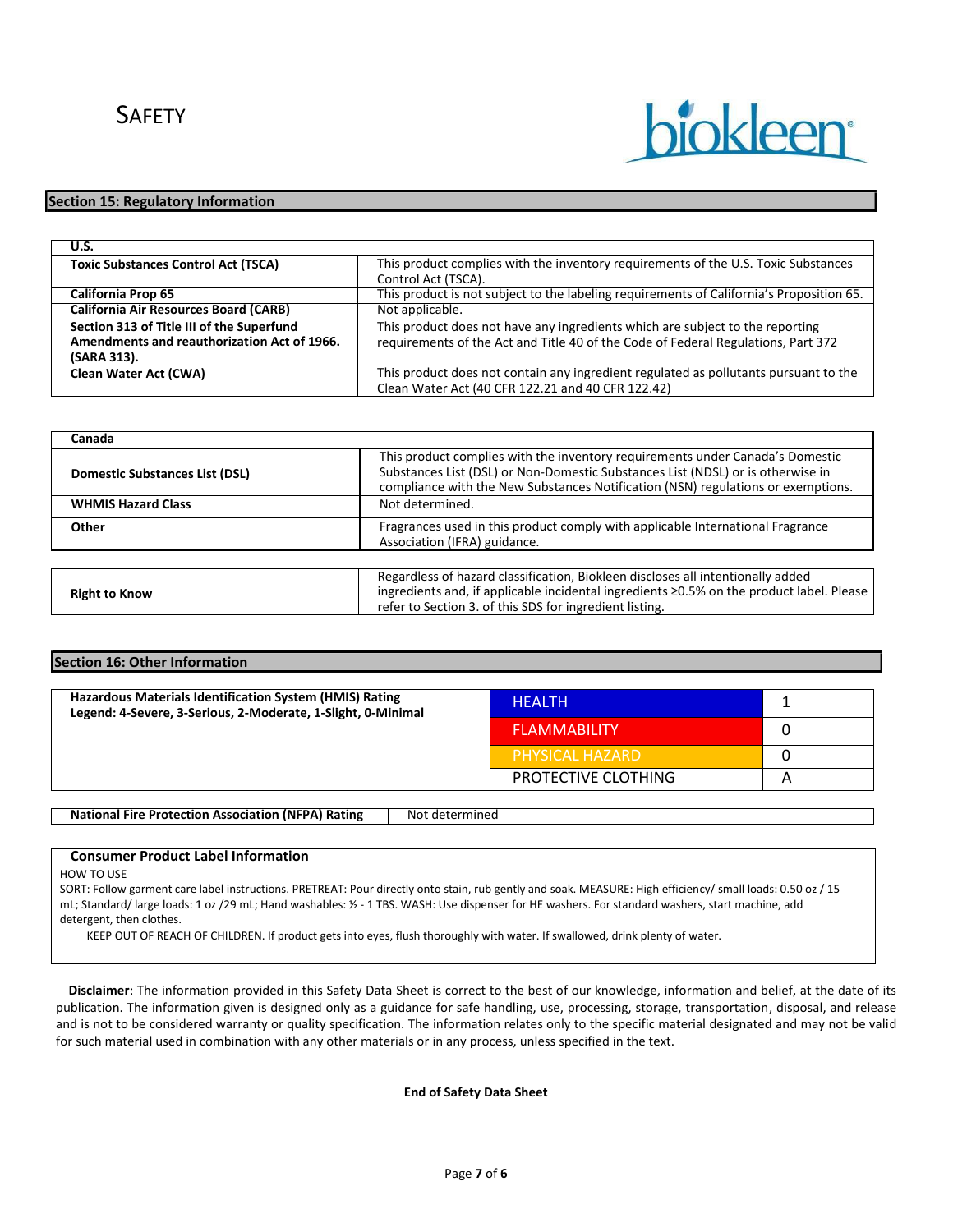## Section 15: Regulatory Information

| U.S. | |
|---|---|
| **Toxic Substances Control Act (TSCA)** | This product complies with the inventory requirements of the U.S. Toxic Substances Control Act (TSCA). |
| **California Prop 65** | This product is not subject to the labeling requirements of California's Proposition 65. |
| **California Air Resources Board (CARB)** | Not applicable. |
| **Section 313 of Title III of the Superfund Amendments and reauthorization Act of 1966. (SARA 313).** | This product does not have any ingredients which are subject to the reporting requirements of the Act and Title 40 of the Code of Federal Regulations, Part 372 |
| **Clean Water Act (CWA)** | This product does not contain any ingredient regulated as pollutants pursuant to the Clean Water Act (40 CFR 122.21 and 40 CFR 122.42) |

| Canada | |
|---|---|
| **Domestic Substances List (DSL)** | This product complies with the inventory requirements under Canada's Domestic Substances List (DSL) or Non-Domestic Substances List (NDSL) or is otherwise in compliance with the New Substances Notification (NSN) regulations or exemptions. |
| **WHMIS Hazard Class** | Not determined. |
| **Other** | Fragrances used in this product comply with applicable International Fragrance Association (IFRA) guidance. |

| | |
|---|---|
| **Right to Know** | Regardless of hazard classification, Biokleen discloses all intentionally added ingredients and, if applicable incidental ingredients ≥0.5% on the product label. Please refer to Section 3. of this SDS for ingredient listing. |

## Section 16: Other Information

| **Hazardous Materials Identification System (HMIS) Rating**<br>**Legend: 4-Severe, 3-Serious, 2-Moderate, 1-Slight, 0-Minimal** | | |
|---|---|---|
| | HEALTH | 1 |
| | FLAMMABILITY | 0 |
| | PHYSICAL HAZARD | 0 |
| | PROTECTIVE CLOTHING | A |

| | |
|---|---|
| **National Fire Protection Association (NFPA) Rating** | Not determined |

**Consumer Product Label Information**

HOW TO USE

SORT: Follow garment care label instructions. PRETREAT: Pour directly onto stain, rub gently and soak. MEASURE: High efficiency/ small loads: 0.50 oz / 15 mL; Standard/ large loads: 1 oz /29 mL; Hand washables: ½ - 1 TBS. WASH: Use dispenser for HE washers. For standard washers, start machine, add detergent, then clothes.

KEEP OUT OF REACH OF CHILDREN. If product gets into eyes, flush thoroughly with water. If swallowed, drink plenty of water.

**Disclaimer**: The information provided in this Safety Data Sheet is correct to the best of our knowledge, information and belief, at the date of its publication. The information given is designed only as a guidance for safe handling, use, processing, storage, transportation, disposal, and release and is not to be considered warranty or quality specification. The information relates only to the specific material designated and may not be valid for such material used in combination with any other materials or in any process, unless specified in the text.

**End of Safety Data Sheet**